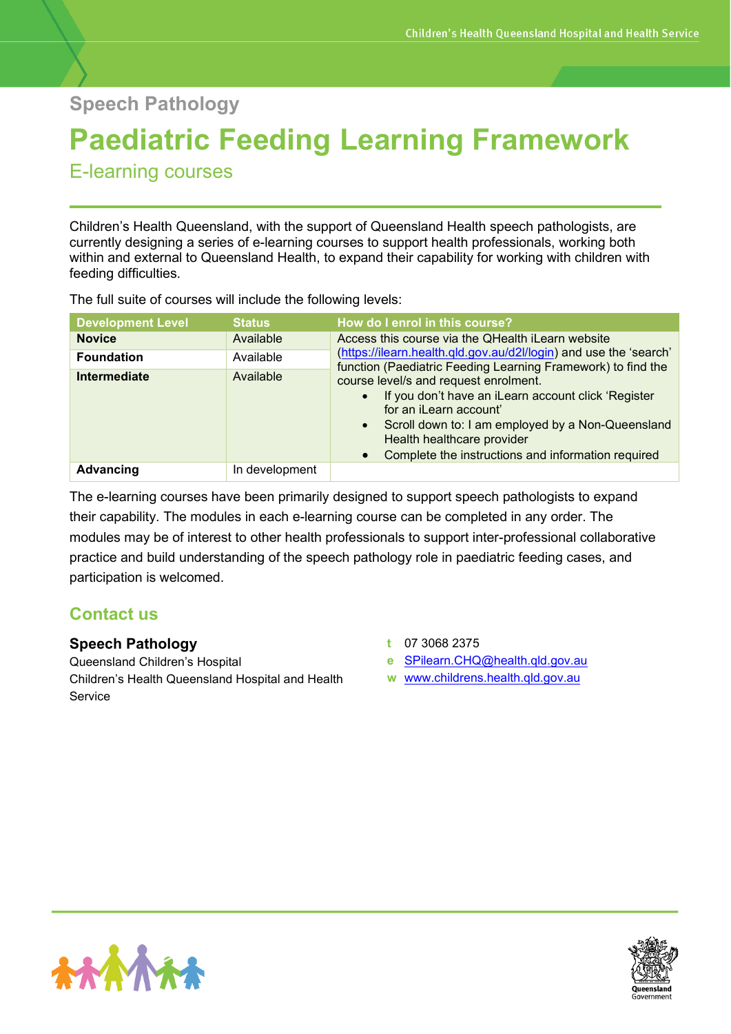Speech Pathology

# Paediatric Feeding Learning Framework

## E-learning courses

Children's Health Queensland, with the support of Queensland Health speech pathologists, are currently designing a series of e-learning courses to support health professionals, working both within and external to Queensland Health, to expand their capability for working with children with feeding difficulties.

The full suite of courses will include the following levels:

| Development Level | Status | How do I enrol in this course? |
| --- | --- | --- |
| **Novice** | Available | Access this course via the QHealth iLearn website (https://ilearn.health.qld.gov.au/d2l/login) and use the 'search' function (Paediatric Feeding Learning Framework) to find the course level/s and request enrolment. <br>• If you don't have an iLearn account click 'Register for an iLearn account' <br>• Scroll down to: I am employed by a Non-Queensland Health healthcare provider <br>• Complete the instructions and information required |
| **Foundation** | Available | |
| **Intermediate** | Available | |
| **Advancing** | In development | |

The e-learning courses have been primarily designed to support speech pathologists to expand their capability. The modules in each e-learning course can be completed in any order. The modules may be of interest to other health professionals to support inter-professional collaborative practice and build understanding of the speech pathology role in paediatric feeding cases, and participation is welcomed.

## Contact us

**Speech Pathology**
Queensland Children's Hospital
Children's Health Queensland Hospital and Health Service

t 07 3068 2375
e SPilearn.CHQ@health.qld.gov.au
w www.childrens.health.qld.gov.au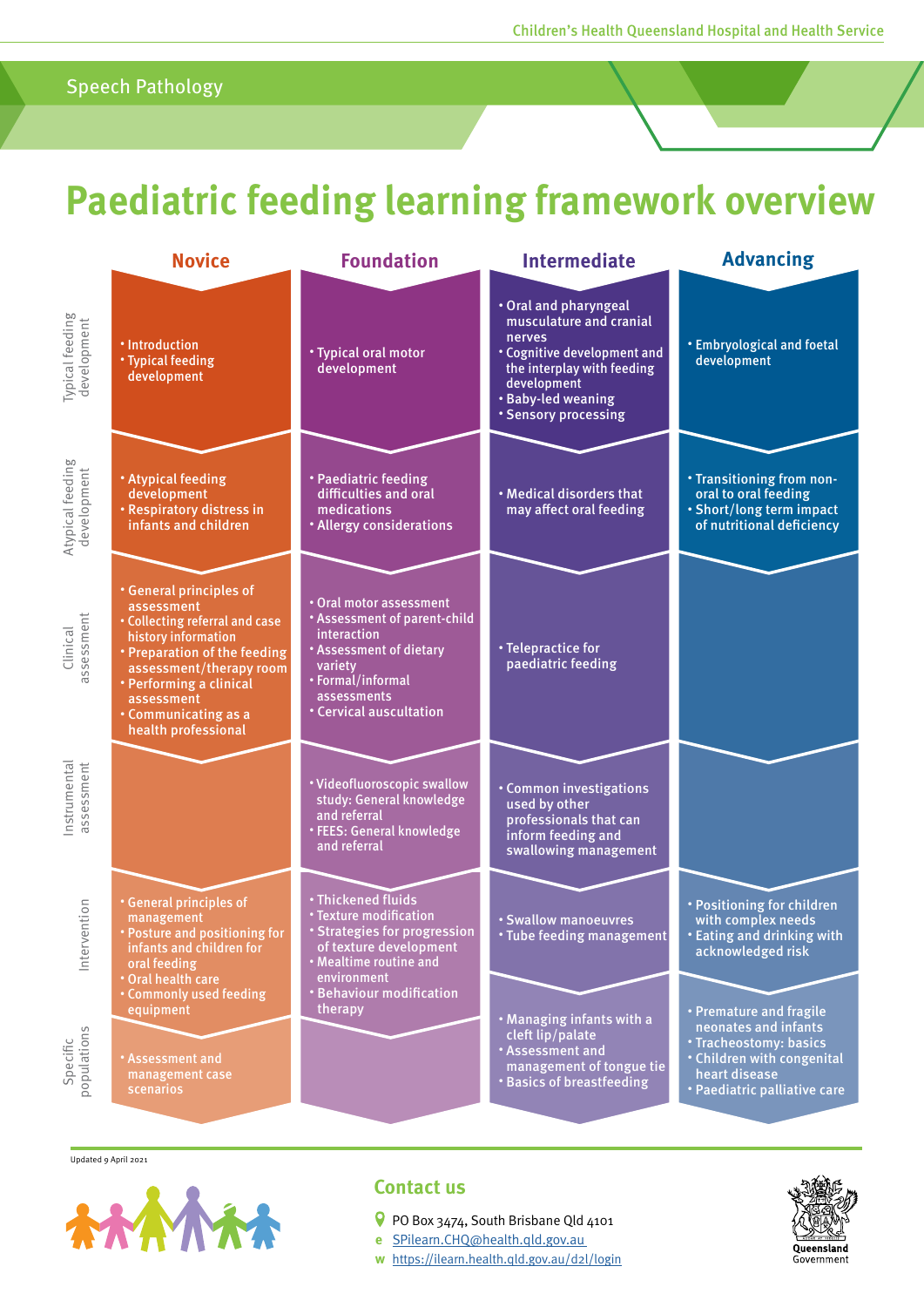Speech Pathology

# Paediatric feeding learning framework overview

| | Novice | Foundation | Intermediate | Advancing |
|---|---|---|---|---|
| Typical feeding development | • Introduction<br>• Typical feeding development | • Typical oral motor development | • Oral and pharyngeal musculature and cranial nerves<br>• Cognitive development and the interplay with feeding development<br>• Baby-led weaning<br>• Sensory processing | • Embryological and foetal development |
| Atypical feeding development | • Atypical feeding development<br>• Respiratory distress in infants and children | • Paediatric feeding difficulties and oral medications<br>• Allergy considerations | • Medical disorders that may affect oral feeding | • Transitioning from non-oral to oral feeding<br>• Short/long term impact of nutritional deficiency |
| Clinical assessment | • General principles of assessment<br>• Collecting referral and case history information<br>• Preparation of the feeding assessment/therapy room<br>• Performing a clinical assessment<br>• Communicating as a health professional | • Oral motor assessment<br>• Assessment of parent-child interaction<br>• Assessment of dietary variety<br>• Formal/informal assessments<br>• Cervical auscultation | • Telepractice for paediatric feeding | |
| Instrumental assessment | | • Videofluoroscopic swallow study: General knowledge and referral<br>• FEES: General knowledge and referral | • Common investigations used by other professionals that can inform feeding and swallowing management | |
| Intervention | • General principles of management<br>• Posture and positioning for infants and children for oral feeding<br>• Oral health care<br>• Commonly used feeding equipment | • Thickened fluids<br>• Texture modification<br>• Strategies for progression of texture development<br>• Mealtime routine and environment<br>• Behaviour modification therapy | • Swallow manoeuvres<br>• Tube feeding management | • Positioning for children with complex needs<br>• Eating and drinking with acknowledged risk |
| Specific populations | • Assessment and management case scenarios | | • Managing infants with a cleft lip/palate<br>• Assessment and management of tongue tie<br>• Basics of breastfeeding | • Premature and fragile neonates and infants<br>• Tracheostomy: basics<br>• Children with congenital heart disease<br>• Paediatric palliative care |

Updated 9 April 2021

## Contact us

PO Box 3474, South Brisbane Qld 4101

e SPilearn.CHQ@health.qld.gov.au

w https://ilearn.health.qld.gov.au/d2l/login

Queensland Government